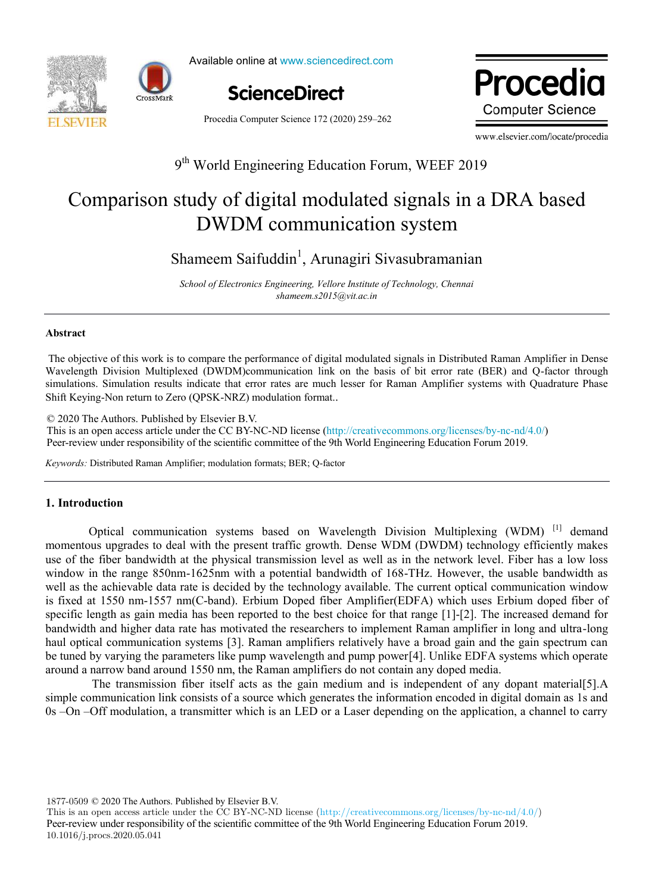9th World Engineering Education Forum, WEEF 2019

# Comparison study of digital modulated signals in a DRA based DWDM communication system

Shameem Saifuddin[1], Arunagiri Sivasubramanian

*School of Electronics Engineering, Vellore Institute of Technology, Chennai*
*shameem.s2015@vit.ac.in*

## Abstract

The objective of this work is to compare the performance of digital modulated signals in Distributed Raman Amplifier in Dense Wavelength Division Multiplexed (DWDM)communication link on the basis of bit error rate (BER) and Q-factor through simulations. Simulation results indicate that error rates are much lesser for Raman Amplifier systems with Quadrature Phase Shift Keying-Non return to Zero (QPSK-NRZ) modulation format..

© 2020 The Authors. Published by Elsevier B.V.
This is an open access article under the CC BY-NC-ND license (http://creativecommons.org/licenses/by-nc-nd/4.0/)
Peer-review under responsibility of the scientific committee of the 9th World Engineering Education Forum 2019.

*Keywords:* Distributed Raman Amplifier; modulation formats; BER; Q-factor

## 1. Introduction

Optical communication systems based on Wavelength Division Multiplexing (WDM) [1] demand momentous upgrades to deal with the present traffic growth. Dense WDM (DWDM) technology efficiently makes use of the fiber bandwidth at the physical transmission level as well as in the network level. Fiber has a low loss window in the range 850nm-1625nm with a potential bandwidth of 168-THz. However, the usable bandwidth as well as the achievable data rate is decided by the technology available. The current optical communication window is fixed at 1550 nm-1557 nm(C-band). Erbium Doped fiber Amplifier(EDFA) which uses Erbium doped fiber of specific length as gain media has been reported to the best choice for that range [1]-[2]. The increased demand for bandwidth and higher data rate has motivated the researchers to implement Raman amplifier in long and ultra-long haul optical communication systems [3]. Raman amplifiers relatively have a broad gain and the gain spectrum can be tuned by varying the parameters like pump wavelength and pump power[4]. Unlike EDFA systems which operate around a narrow band around 1550 nm, the Raman amplifiers do not contain any doped media.

The transmission fiber itself acts as the gain medium and is independent of any dopant material[5].A simple communication link consists of a source which generates the information encoded in digital domain as 1s and 0s –On –Off modulation, a transmitter which is an LED or a Laser depending on the application, a channel to carry

1877-0509 © 2020 The Authors. Published by Elsevier B.V.
This is an open access article under the CC BY-NC-ND license (http://creativecommons.org/licenses/by-nc-nd/4.0/)
Peer-review under responsibility of the scientific committee of the 9th World Engineering Education Forum 2019.
10.1016/j.procs.2020.05.041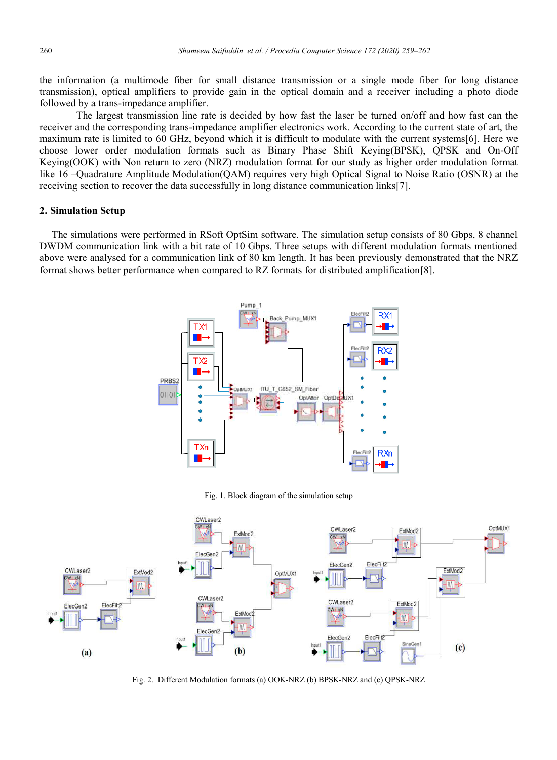the information (a multimode fiber for small distance transmission or a single mode fiber for long distance transmission), optical amplifiers to provide gain in the optical domain and a receiver including a photo diode followed by a trans-impedance amplifier.

The largest transmission line rate is decided by how fast the laser be turned on/off and how fast can the receiver and the corresponding trans-impedance amplifier electronics work. According to the current state of art, the maximum rate is limited to 60 GHz, beyond which it is difficult to modulate with the current systems[6]. Here we choose lower order modulation formats such as Binary Phase Shift Keying(BPSK), QPSK and On-Off Keying(OOK) with Non return to zero (NRZ) modulation format for our study as higher order modulation format like 16 –Quadrature Amplitude Modulation(QAM) requires very high Optical Signal to Noise Ratio (OSNR) at the receiving section to recover the data successfully in long distance communication links[7].

## 2. Simulation Setup

The simulations were performed in RSoft OptSim software. The simulation setup consists of 80 Gbps, 8 channel DWDM communication link with a bit rate of 10 Gbps. Three setups with different modulation formats mentioned above were analysed for a communication link of 80 km length. It has been previously demonstrated that the NRZ format shows better performance when compared to RZ formats for distributed amplification[8].

Fig. 1. Block diagram of the simulation setup

Fig. 2. Different Modulation formats (a) OOK-NRZ (b) BPSK-NRZ and (c) QPSK-NRZ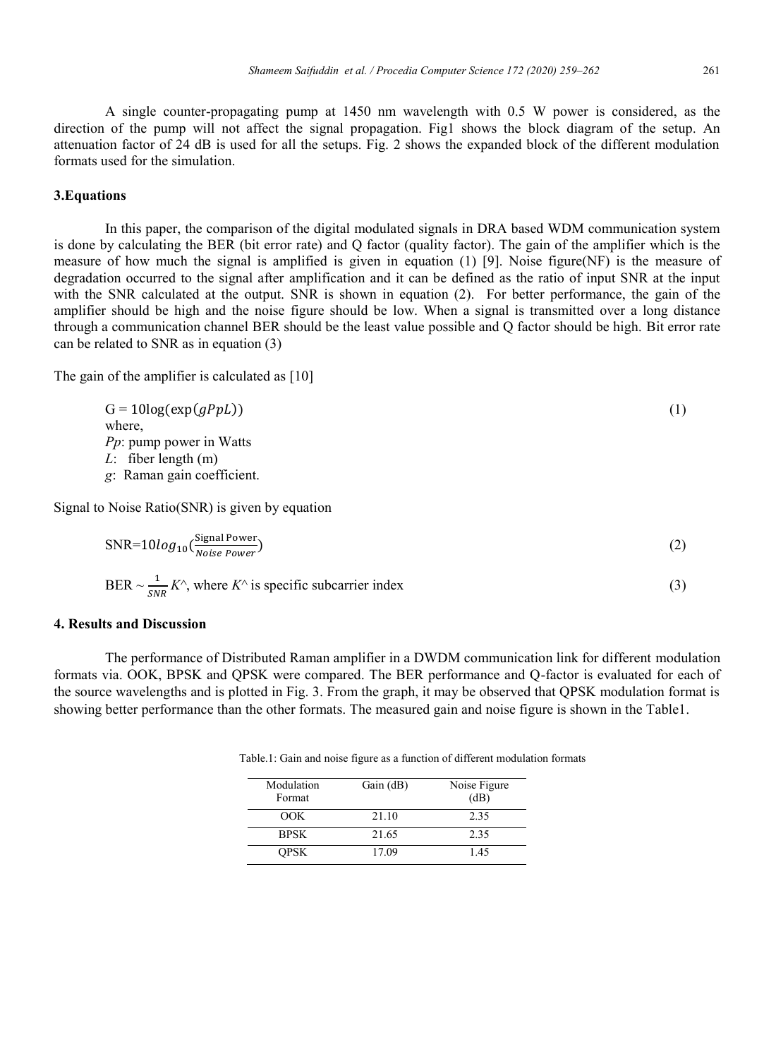A single counter-propagating pump at 1450 nm wavelength with 0.5 W power is considered, as the direction of the pump will not affect the signal propagation. Fig1 shows the block diagram of the setup. An attenuation factor of 24 dB is used for all the setups. Fig. 2 shows the expanded block of the different modulation formats used for the simulation.

## 3.Equations

In this paper, the comparison of the digital modulated signals in DRA based WDM communication system is done by calculating the BER (bit error rate) and Q factor (quality factor). The gain of the amplifier which is the measure of how much the signal is amplified is given in equation (1) [9]. Noise figure(NF) is the measure of degradation occurred to the signal after amplification and it can be defined as the ratio of input SNR at the input with the SNR calculated at the output. SNR is shown in equation (2). For better performance, the gain of the amplifier should be high and the noise figure should be low. When a signal is transmitted over a long distance through a communication channel BER should be the least value possible and Q factor should be high. Bit error rate can be related to SNR as in equation (3)

The gain of the amplifier is calculated as [10]

$$G = 10\log(\exp(gPpL)) \tag{1}$$

where,

*Pp*: pump power in Watts

*L*: fiber length (m)

*g*: Raman gain coefficient.

Signal to Noise Ratio(SNR) is given by equation

$$\text{SNR}=10log_{10}\left(\frac{\text{Signal Power}}{Noise\ Power}\right) \tag{2}$$

$$\text{BER} \sim \frac{1}{SNR} K\text{^}, \text{ where } K\text{^} \text{ is specific subcarrier index} \tag{3}$$

## 4. Results and Discussion

The performance of Distributed Raman amplifier in a DWDM communication link for different modulation formats via. OOK, BPSK and QPSK were compared. The BER performance and Q-factor is evaluated for each of the source wavelengths and is plotted in Fig. 3. From the graph, it may be observed that QPSK modulation format is showing better performance than the other formats. The measured gain and noise figure is shown in the Table1.

Table.1: Gain and noise figure as a function of different modulation formats

| Modulation Format | Gain (dB) | Noise Figure (dB) |
|---|---|---|
| OOK | 21.10 | 2.35 |
| BPSK | 21.65 | 2.35 |
| QPSK | 17.09 | 1.45 |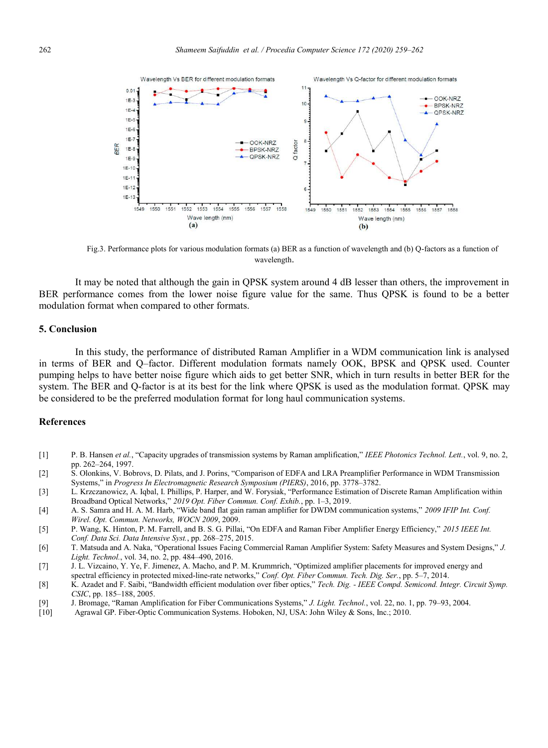Wavelength Vs BER for different modulation formats

0.01
1E-3
1E-4
1E-5
1E-6
1E-7
1E-8
1E-9
1E-10
1E-11
1E-12
1E-13

BER

1549 1550 1551 1552 1553 1554 1555 1556 1557 1558

Wave length (nm)

(a)

OOK-NRZ
BPSK-NRZ
QPSK-NRZ

Wavelength Vs Q-factor for different modulation formats

11
10
9
8
7
6

Q factor

1549 1550 1551 1552 1553 1554 1555 1556 1557 1558

Wave length (nm)

(b)

OOK-NRZ
BPSK-NRZ
QPSK-NRZ

Fig.3. Performance plots for various modulation formats (a) BER as a function of wavelength and (b) Q-factors as a function of wavelength.

It may be noted that although the gain in QPSK system around 4 dB lesser than others, the improvement in BER performance comes from the lower noise figure value for the same. Thus QPSK is found to be a better modulation format when compared to other formats.

## 5. Conclusion

In this study, the performance of distributed Raman Amplifier in a WDM communication link is analysed in terms of BER and Q–factor. Different modulation formats namely OOK, BPSK and QPSK used. Counter pumping helps to have better noise figure which aids to get better SNR, which in turn results in better BER for the system. The BER and Q-factor is at its best for the link where QPSK is used as the modulation format. QPSK may be considered to be the preferred modulation format for long haul communication systems.

## References

[1] P. B. Hansen *et al.*, "Capacity upgrades of transmission systems by Raman amplification," *IEEE Photonics Technol. Lett.*, vol. 9, no. 2, pp. 262–264, 1997.

[2] S. Olonkins, V. Bobrovs, D. Pilats, and J. Porins, "Comparison of EDFA and LRA Preamplifier Performance in WDM Transmission Systems," in *Progress In Electromagnetic Research Symposium (PIERS)*, 2016, pp. 3778–3782.

[3] L. Krzczanowicz, A. Iqbal, I. Phillips, P. Harper, and W. Forysiak, "Performance Estimation of Discrete Raman Amplification within Broadband Optical Networks," *2019 Opt. Fiber Commun. Conf. Exhib.*, pp. 1–3, 2019.

[4] A. S. Samra and H. A. M. Harb, "Wide band flat gain raman amplifier for DWDM communication systems," *2009 IFIP Int. Conf. Wirel. Opt. Commun. Networks, WOCN 2009*, 2009.

[5] P. Wang, K. Hinton, P. M. Farrell, and B. S. G. Pillai, "On EDFA and Raman Fiber Amplifier Energy Efficiency," *2015 IEEE Int. Conf. Data Sci. Data Intensive Syst.*, pp. 268–275, 2015.

[6] T. Matsuda and A. Naka, "Operational Issues Facing Commercial Raman Amplifier System: Safety Measures and System Designs," *J. Light. Technol.*, vol. 34, no. 2, pp. 484–490, 2016.

[7] J. L. Vizcaino, Y. Ye, F. Jimenez, A. Macho, and P. M. Krummrich, "Optimized amplifier placements for improved energy and spectral efficiency in protected mixed-line-rate networks," *Conf. Opt. Fiber Commun. Tech. Dig. Ser.*, pp. 5–7, 2014.

[8] K. Azadet and F. Saibi, "Bandwidth efficient modulation over fiber optics," *Tech. Dig. - IEEE Compd. Semicond. Integr. Circuit Symp. CSIC*, pp. 185–188, 2005.

[9] J. Bromage, "Raman Amplification for Fiber Communications Systems," *J. Light. Technol.*, vol. 22, no. 1, pp. 79–93, 2004.

[10] Agrawal GP. Fiber-Optic Communication Systems. Hoboken, NJ, USA: John Wiley & Sons, Inc.; 2010.